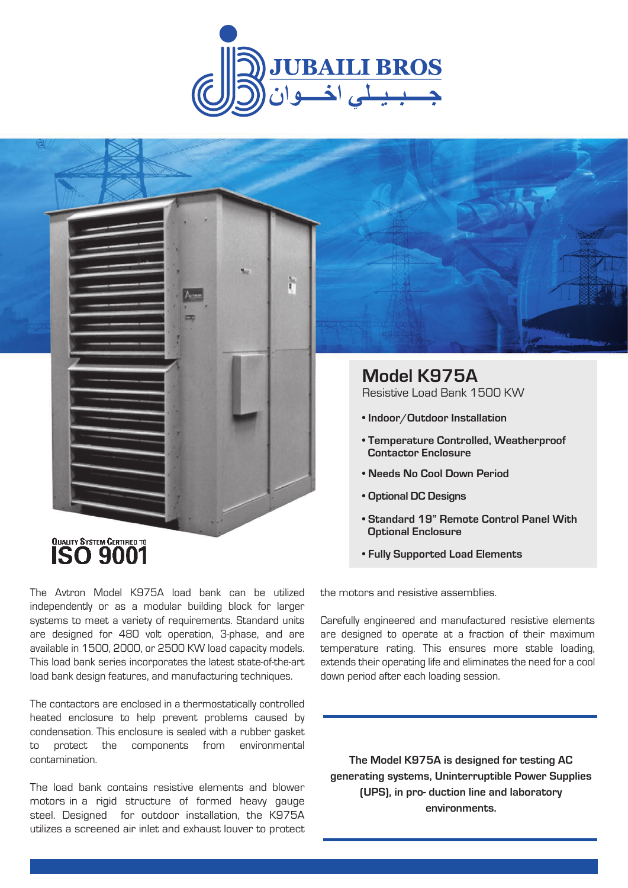JUBAILI BROS
جـــبـيـلـي اخــوان

## Model K975A

Resistive Load Bank 1500 KW

- **Indoor/Outdoor Installation**
- **Temperature Controlled, Weatherproof Contactor Enclosure**
- **Needs No Cool Down Period**
- **Optional DC Designs**
- **Standard 19" Remote Control Panel With Optional Enclosure**
- **Fully Supported Load Elements**

QUALITY SYSTEM CERTIFIED TO ISO 9001

The Avtron Model K975A load bank can be utilized independently or as a modular building block for larger systems to meet a variety of requirements. Standard units are designed for 480 volt operation, 3-phase, and are available in 1500, 2000, or 2500 KW load capacity models. This load bank series incorporates the latest state-of-the-art load bank design features, and manufacturing techniques.

The contactors are enclosed in a thermostatically controlled heated enclosure to help prevent problems caused by condensation. This enclosure is sealed with a rubber gasket to protect the components from environmental contamination.

The load bank contains resistive elements and blower motors in a rigid structure of formed heavy gauge steel. Designed for outdoor installation, the K975A utilizes a screened air inlet and exhaust louver to protect the motors and resistive assemblies.

Carefully engineered and manufactured resistive elements are designed to operate at a fraction of their maximum temperature rating. This ensures more stable loading, extends their operating life and eliminates the need for a cool down period after each loading session.

**The Model K975A is designed for testing AC generating systems, Uninterruptible Power Supplies (UPS), in pro- duction line and laboratory environments.**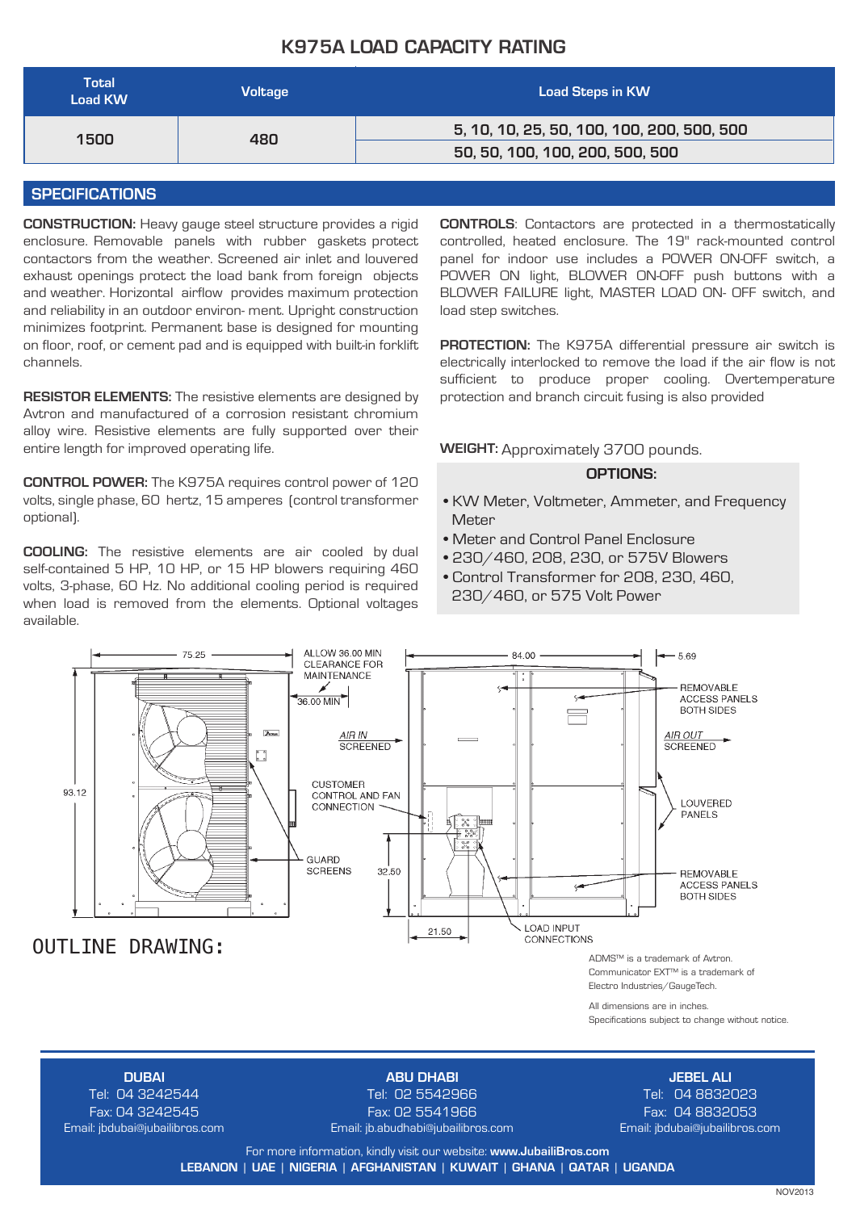## K975A LOAD CAPACITY RATING

| Total Load KW | Voltage | Load Steps in KW |
|---|---|---|
| 1500 | 480 | 5, 10, 10, 25, 50, 100, 100, 200, 500, 500 |
| | | 50, 50, 100, 100, 200, 500, 500 |

## SPECIFICATIONS

**CONSTRUCTION:** Heavy gauge steel structure provides a rigid enclosure. Removable panels with rubber gaskets protect contactors from the weather. Screened air inlet and louvered exhaust openings protect the load bank from foreign objects and weather. Horizontal airflow provides maximum protection and reliability in an outdoor environ- ment. Upright construction minimizes footprint. Permanent base is designed for mounting on floor, roof, or cement pad and is equipped with built-in forklift channels.

**RESISTOR ELEMENTS:** The resistive elements are designed by Avtron and manufactured of a corrosion resistant chromium alloy wire. Resistive elements are fully supported over their entire length for improved operating life.

**CONTROL POWER:** The K975A requires control power of 120 volts, single phase, 60 hertz, 15 amperes (control transformer optional).

**COOLING:** The resistive elements are air cooled by dual self-contained 5 HP, 10 HP, or 15 HP blowers requiring 460 volts, 3-phase, 60 Hz. No additional cooling period is required when load is removed from the elements. Optional voltages available.

**CONTROLS**: Contactors are protected in a thermostatically controlled, heated enclosure. The 19" rack-mounted control panel for indoor use includes a POWER ON-OFF switch, a POWER ON light, BLOWER ON-OFF push buttons with a BLOWER FAILURE light, MASTER LOAD ON- OFF switch, and load step switches.

**PROTECTION:** The K975A differential pressure air switch is electrically interlocked to remove the load if the air flow is not sufficient to produce proper cooling. Overtemperature protection and branch circuit fusing is also provided

**WEIGHT:** Approximately 3700 pounds.

### OPTIONS:

- KW Meter, Voltmeter, Ammeter, and Frequency Meter
- Meter and Control Panel Enclosure
- 230/460, 208, 230, or 575V Blowers
- Control Transformer for 208, 230, 460, 230/460, or 575 Volt Power

75.25
ALLOW 36.00 MIN CLEARANCE FOR MAINTENANCE
36.00 MIN
AIR IN SCREENED
93.12
CUSTOMER CONTROL AND FAN CONNECTION
GUARD SCREENS
32.50
84.00
5.69
REMOVABLE ACCESS PANELS BOTH SIDES
AIR OUT SCREENED
LOUVERED PANELS
REMOVABLE ACCESS PANELS BOTH SIDES
21.50
LOAD INPUT CONNECTIONS

OUTLINE DRAWING:

ADMS™ is a trademark of Avtron.
Communicator EXT™ is a trademark of Electro Industries/GaugeTech.

All dimensions are in inches.
Specifications subject to change without notice.

**DUBAI**
Tel: 04 3242544
Fax: 04 3242545
Email: jbdubai@jubailibros.com

**ABU DHABI**
Tel: 02 5542966
Fax: 02 5541966
Email: jb.abudhabi@jubailibros.com

**JEBEL ALI**
Tel: 04 8832023
Fax: 04 8832053
Email: jbdubai@jubailibros.com

For more information, kindly visit our website: **www.JubailiBros.com**
**LEBANON | UAE | NIGERIA | AFGHANISTAN | KUWAIT | GHANA | QATAR | UGANDA**

NOV2013